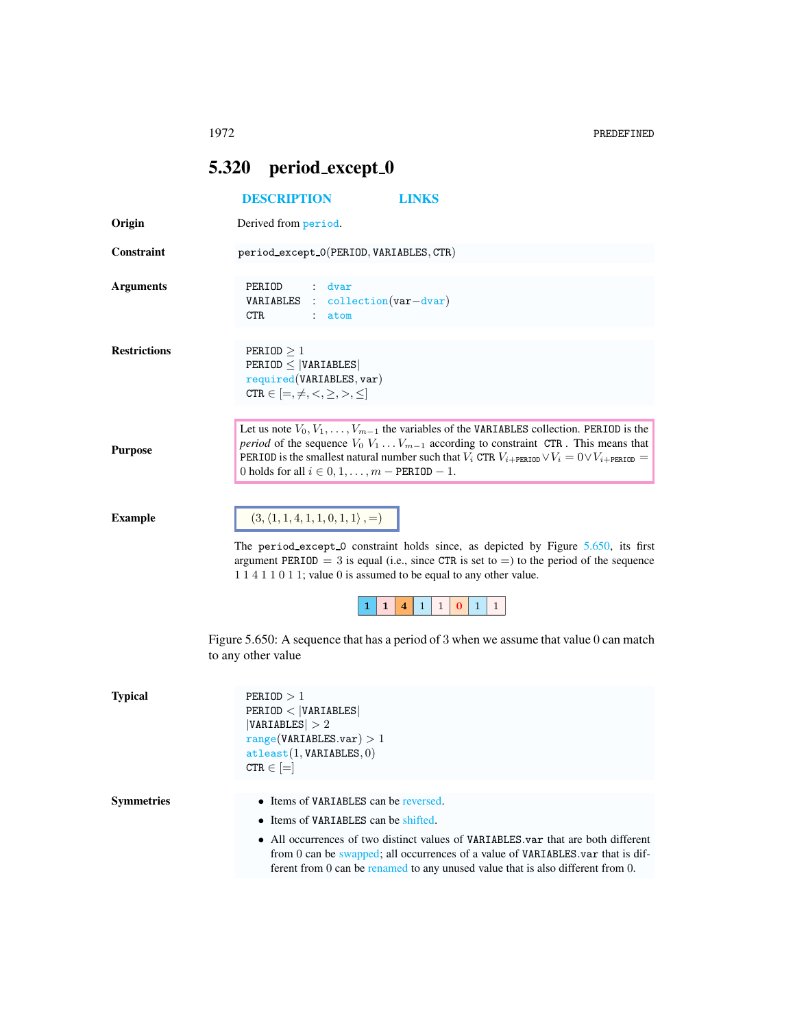## 5.320 period_except_0

DESCRIPTION LINKS

**Origin**

Derived from period.

**Constraint**

period_except_0(PERIOD, VARIABLES, CTR)

**Arguments**

| | | |
|---|---|---|
| PERIOD | : | dvar |
| VARIABLES | : | collection(var−dvar) |
| CTR | : | atom |

**Restrictions**

PERIOD $\geq 1$
PERIOD $\leq$ |VARIABLES|
required(VARIABLES, var)
CTR $\in [=, \neq, <, \geq, >, \leq]$

**Purpose**

Let us note $V_0, V_1, \ldots, V_{m-1}$ the variables of the VARIABLES collection. PERIOD is the *period* of the sequence $V_0\ V_1 \ldots V_{m-1}$ according to constraint CTR. This means that PERIOD is the smallest natural number such that $V_i$ CTR $V_{i+\texttt{PERIOD}} \vee V_i = 0 \vee V_{i+\texttt{PERIOD}} = 0$ holds for all $i \in 0, 1, \ldots, m - \texttt{PERIOD} - 1$.

**Example**

$(3, \langle 1, 1, 4, 1, 1, 0, 1, 1\rangle, =)$

The period_except_0 constraint holds since, as depicted by Figure 5.650, its first argument PERIOD $= 3$ is equal (i.e., since CTR is set to $=$) to the period of the sequence 1 1 4 1 1 0 1 1; value 0 is assumed to be equal to any other value.

| 1 | 1 | 4 | 1 | 1 | 0 | 1 | 1 |
|---|---|---|---|---|---|---|---|

Figure 5.650: A sequence that has a period of 3 when we assume that value 0 can match to any other value

**Typical**

PERIOD $> 1$
PERIOD $<$ |VARIABLES|
|VARIABLES| $> 2$
range(VARIABLES.var) $> 1$
atleast(1, VARIABLES, 0)
CTR $\in [=]$

**Symmetries**

- Items of VARIABLES can be reversed.
- Items of VARIABLES can be shifted.
- All occurrences of two distinct values of VARIABLES.var that are both different from 0 can be swapped; all occurrences of a value of VARIABLES.var that is different from 0 can be renamed to any unused value that is also different from 0.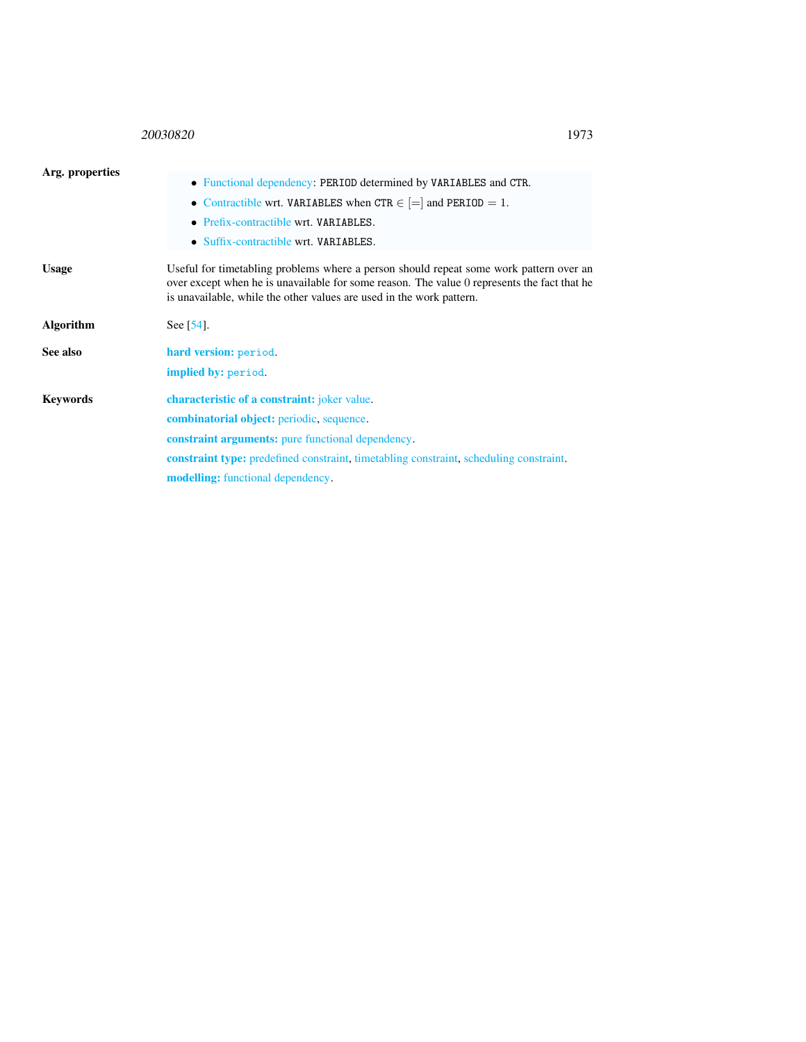**Arg. properties**

- Functional dependency: PERIOD determined by VARIABLES and CTR.
- Contractible wrt. VARIABLES when CTR $\in [=]$ and PERIOD $= 1$.
- Prefix-contractible wrt. VARIABLES.
- Suffix-contractible wrt. VARIABLES.

**Usage**

Useful for timetabling problems where a person should repeat some work pattern over an over except when he is unavailable for some reason. The value 0 represents the fact that he is unavailable, while the other values are used in the work pattern.

**Algorithm**

See [54].

**See also**

**hard version:** `period`.

**implied by:** `period`.

**Keywords**

**characteristic of a constraint:** joker value.

**combinatorial object:** periodic, sequence.

**constraint arguments:** pure functional dependency.

**constraint type:** predefined constraint, timetabling constraint, scheduling constraint.

**modelling:** functional dependency.